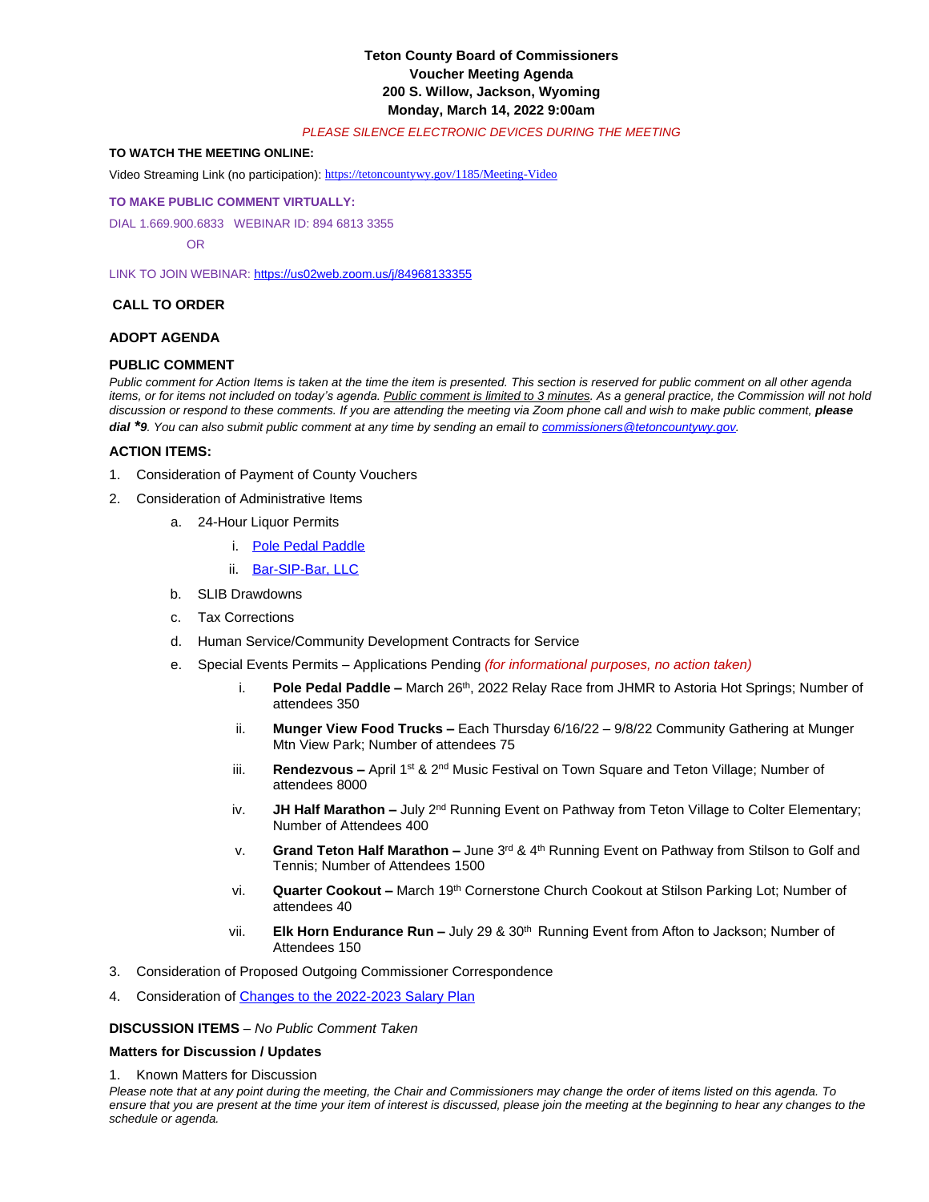# Teton County Board of Commissioners
## Voucher Meeting Agenda
## 200 S. Willow, Jackson, Wyoming
## Monday, March 14, 2022 9:00am

*PLEASE SILENCE ELECTRONIC DEVICES DURING THE MEETING*

**TO WATCH THE MEETING ONLINE:**

Video Streaming Link (no participation): [https://tetoncountywy.gov/1185/Meeting-Video](https://tetoncountywy.gov/1185/Meeting-Video)

**TO MAKE PUBLIC COMMENT VIRTUALLY:**

DIAL 1.669.900.6833 WEBINAR ID: 894 6813 3355

OR

LINK TO JOIN WEBINAR: [https://us02web.zoom.us/j/84968133355](https://us02web.zoom.us/j/84968133355)

**CALL TO ORDER**

**ADOPT AGENDA**

**PUBLIC COMMENT**

*Public comment for Action Items is taken at the time the item is presented. This section is reserved for public comment on all other agenda items, or for items not included on today's agenda. Public comment is limited to 3 minutes. As a general practice, the Commission will not hold discussion or respond to these comments. If you are attending the meeting via Zoom phone call and wish to make public comment,* ***please dial \*9****. You can also submit public comment at any time by sending an email to [commissioners@tetoncountywy.gov](mailto:commissioners@tetoncountywy.gov).*

**ACTION ITEMS:**

1. Consideration of Payment of County Vouchers
2. Consideration of Administrative Items
    a. 24-Hour Liquor Permits
        i. Pole Pedal Paddle
        ii. Bar-SIP-Bar, LLC
    b. SLIB Drawdowns
    c. Tax Corrections
    d. Human Service/Community Development Contracts for Service
    e. Special Events Permits – Applications Pending *(for informational purposes, no action taken)*
        i. **Pole Pedal Paddle –** March 26th, 2022 Relay Race from JHMR to Astoria Hot Springs; Number of attendees 350
        ii. **Munger View Food Trucks –** Each Thursday 6/16/22 – 9/8/22 Community Gathering at Munger Mtn View Park; Number of attendees 75
        iii. **Rendezvous –** April 1st & 2nd Music Festival on Town Square and Teton Village; Number of attendees 8000
        iv. **JH Half Marathon –** July 2nd Running Event on Pathway from Teton Village to Colter Elementary; Number of Attendees 400
        v. **Grand Teton Half Marathon –** June 3rd & 4th Running Event on Pathway from Stilson to Golf and Tennis; Number of Attendees 1500
        vi. **Quarter Cookout –** March 19th Cornerstone Church Cookout at Stilson Parking Lot; Number of attendees 40
        vii. **Elk Horn Endurance Run –** July 29 & 30th Running Event from Afton to Jackson; Number of Attendees 150
3. Consideration of Proposed Outgoing Commissioner Correspondence
4. Consideration of Changes to the 2022-2023 Salary Plan

**DISCUSSION ITEMS** – *No Public Comment Taken*

**Matters for Discussion / Updates**

1. Known Matters for Discussion

*Please note that at any point during the meeting, the Chair and Commissioners may change the order of items listed on this agenda. To ensure that you are present at the time your item of interest is discussed, please join the meeting at the beginning to hear any changes to the schedule or agenda.*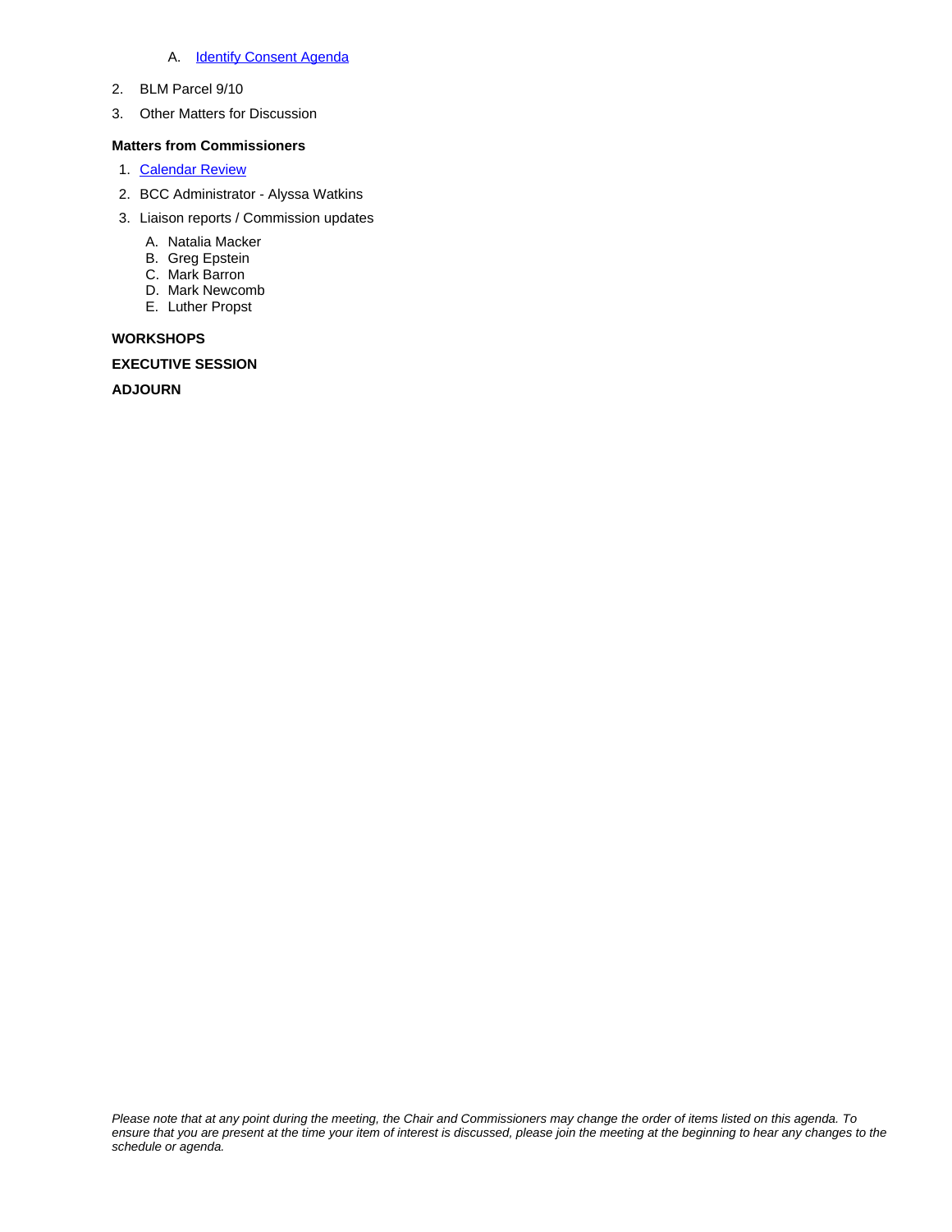A. Identify Consent Agenda

2. BLM Parcel 9/10

3. Other Matters for Discussion

**Matters from Commissioners**

1. Calendar Review
2. BCC Administrator - Alyssa Watkins
3. Liaison reports / Commission updates
   A. Natalia Macker
   B. Greg Epstein
   C. Mark Barron
   D. Mark Newcomb
   E. Luther Propst

**WORKSHOPS**

**EXECUTIVE SESSION**

**ADJOURN**

*Please note that at any point during the meeting, the Chair and Commissioners may change the order of items listed on this agenda. To ensure that you are present at the time your item of interest is discussed, please join the meeting at the beginning to hear any changes to the schedule or agenda.*